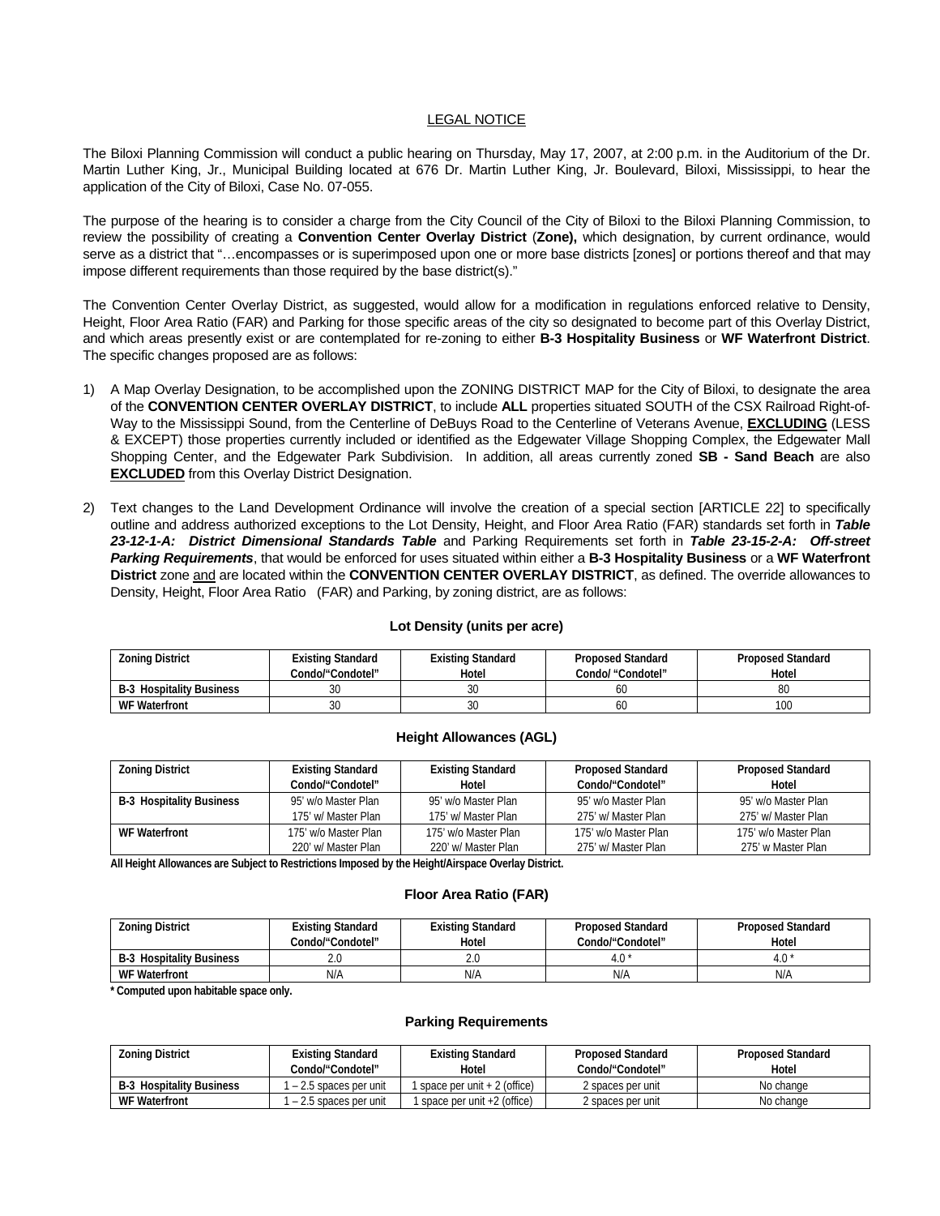LEGAL NOTICE

The Biloxi Planning Commission will conduct a public hearing on Thursday, May 17, 2007, at 2:00 p.m. in the Auditorium of the Dr. Martin Luther King, Jr., Municipal Building located at 676 Dr. Martin Luther King, Jr. Boulevard, Biloxi, Mississippi, to hear the application of the City of Biloxi, Case No. 07-055.

The purpose of the hearing is to consider a charge from the City Council of the City of Biloxi to the Biloxi Planning Commission, to review the possibility of creating a **Convention Center Overlay District** (**Zone),** which designation, by current ordinance, would serve as a district that "…encompasses or is superimposed upon one or more base districts [zones] or portions thereof and that may impose different requirements than those required by the base district(s)."

The Convention Center Overlay District, as suggested, would allow for a modification in regulations enforced relative to Density, Height, Floor Area Ratio (FAR) and Parking for those specific areas of the city so designated to become part of this Overlay District, and which areas presently exist or are contemplated for re-zoning to either **B-3 Hospitality Business** or **WF Waterfront District**. The specific changes proposed are as follows:

1) A Map Overlay Designation, to be accomplished upon the ZONING DISTRICT MAP for the City of Biloxi, to designate the area of the **CONVENTION CENTER OVERLAY DISTRICT**, to include **ALL** properties situated SOUTH of the CSX Railroad Right-of-Way to the Mississippi Sound, from the Centerline of DeBuys Road to the Centerline of Veterans Avenue, **EXCLUDING** (LESS & EXCEPT) those properties currently included or identified as the Edgewater Village Shopping Complex, the Edgewater Mall Shopping Center, and the Edgewater Park Subdivision. In addition, all areas currently zoned **SB - Sand Beach** are also **EXCLUDED** from this Overlay District Designation.

2) Text changes to the Land Development Ordinance will involve the creation of a special section [ARTICLE 22] to specifically outline and address authorized exceptions to the Lot Density, Height, and Floor Area Ratio (FAR) standards set forth in ***Table 23-12-1-A: District Dimensional Standards Table*** and Parking Requirements set forth in ***Table 23-15-2-A: Off-street Parking Requirements***, that would be enforced for uses situated within either a **B-3 Hospitality Business** or a **WF Waterfront District** zone and are located within the **CONVENTION CENTER OVERLAY DISTRICT**, as defined. The override allowances to Density, Height, Floor Area Ratio (FAR) and Parking, by zoning district, are as follows:

**Lot Density (units per acre)**

| Zoning District | Existing Standard Condo/"Condotel" | Existing Standard Hotel | Proposed Standard Condo/ "Condotel" | Proposed Standard Hotel |
|---|---|---|---|---|
| B-3 Hospitality Business | 30 | 30 | 60 | 80 |
| WF Waterfront | 30 | 30 | 60 | 100 |

**Height Allowances (AGL)**

| Zoning District | Existing Standard Condo/"Condotel" | Existing Standard Hotel | Proposed Standard Condo/"Condotel" | Proposed Standard Hotel |
|---|---|---|---|---|
| B-3 Hospitality Business | 95' w/o Master Plan<br>175' w/ Master Plan | 95' w/o Master Plan<br>175' w/ Master Plan | 95' w/o Master Plan<br>275' w/ Master Plan | 95' w/o Master Plan<br>275' w/ Master Plan |
| WF Waterfront | 175' w/o Master Plan<br>220' w/ Master Plan | 175' w/o Master Plan<br>220' w/ Master Plan | 175' w/o Master Plan<br>275' w/ Master Plan | 175' w/o Master Plan<br>275' w Master Plan |

**All Height Allowances are Subject to Restrictions Imposed by the Height/Airspace Overlay District.**

**Floor Area Ratio (FAR)**

| Zoning District | Existing Standard Condo/"Condotel" | Existing Standard Hotel | Proposed Standard Condo/"Condotel" | Proposed Standard Hotel |
|---|---|---|---|---|
| B-3 Hospitality Business | 2.0 | 2.0 | 4.0 * | 4.0 * |
| WF Waterfront | N/A | N/A | N/A | N/A |

**\* Computed upon habitable space only.**

**Parking Requirements**

| Zoning District | Existing Standard Condo/"Condotel" | Existing Standard Hotel | Proposed Standard Condo/"Condotel" | Proposed Standard Hotel |
|---|---|---|---|---|
| B-3 Hospitality Business | 1 – 2.5 spaces per unit | 1 space per unit + 2 (office) | 2 spaces per unit | No change |
| WF Waterfront | 1 – 2.5 spaces per unit | 1 space per unit +2 (office) | 2 spaces per unit | No change |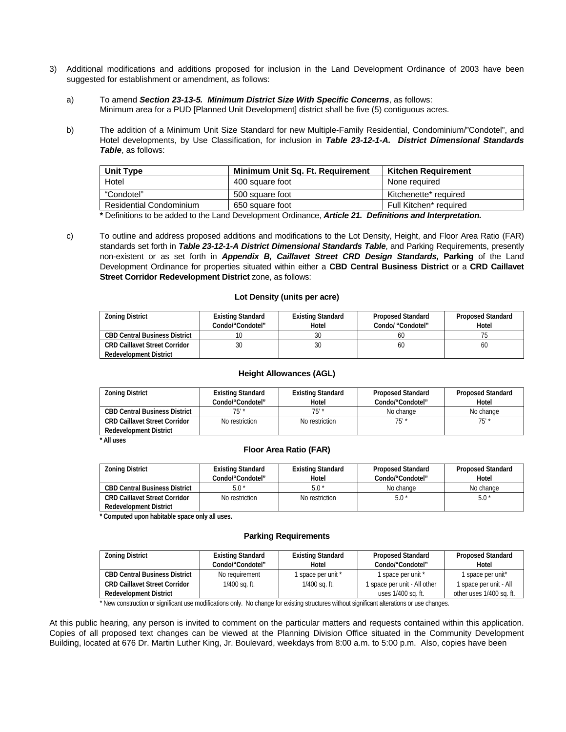3) Additional modifications and additions proposed for inclusion in the Land Development Ordinance of 2003 have been suggested for establishment or amendment, as follows:

   a) To amend ***Section 23-13-5. Minimum District Size With Specific Concerns***, as follows:
   Minimum area for a PUD [Planned Unit Development] district shall be five (5) contiguous acres.

   b) The addition of a Minimum Unit Size Standard for new Multiple-Family Residential, Condominium/"Condotel", and Hotel developments, by Use Classification, for inclusion in ***Table 23-12-1-A. District Dimensional Standards Table***, as follows:

| Unit Type | Minimum Unit Sq. Ft. Requirement | Kitchen Requirement |
|---|---|---|
| Hotel | 400 square foot | None required |
| "Condotel" | 500 square foot | Kitchenette* required |
| Residential Condominium | 650 square foot | Full Kitchen* required |

**\*** Definitions to be added to the Land Development Ordinance, ***Article 21. Definitions and Interpretation.***

   c) To outline and address proposed additions and modifications to the Lot Density, Height, and Floor Area Ratio (FAR) standards set forth in ***Table 23-12-1-A District Dimensional Standards Table***, and Parking Requirements, presently non-existent or as set forth in ***Appendix B, Caillavet Street CRD Design Standards,*** **Parking** of the Land Development Ordinance for properties situated within either a **CBD Central Business District** or a **CRD Caillavet Street Corridor Redevelopment District** zone, as follows:

**Lot Density (units per acre)**

| Zoning District | Existing Standard Condo/"Condotel" | Existing Standard Hotel | Proposed Standard Condo/ "Condotel" | Proposed Standard Hotel |
|---|---|---|---|---|
| CBD Central Business District | 10 | 30 | 60 | 75 |
| CRD Caillavet Street Corridor Redevelopment District | 30 | 30 | 60 | 60 |

**Height Allowances (AGL)**

| Zoning District | Existing Standard Condo/"Condotel" | Existing Standard Hotel | Proposed Standard Condo/"Condotel" | Proposed Standard Hotel |
|---|---|---|---|---|
| CBD Central Business District | 75' * | 75' * | No change | No change |
| CRD Caillavet Street Corridor Redevelopment District | No restriction | No restriction | 75' * | 75' * |

**\* All uses**

**Floor Area Ratio (FAR)**

| Zoning District | Existing Standard Condo/"Condotel" | Existing Standard Hotel | Proposed Standard Condo/"Condotel" | Proposed Standard Hotel |
|---|---|---|---|---|
| CBD Central Business District | 5.0 * | 5.0 * | No change | No change |
| CRD Caillavet Street Corridor Redevelopment District | No restriction | No restriction | 5.0 * | 5.0 * |

**\* Computed upon habitable space only all uses.**

**Parking Requirements**

| Zoning District | Existing Standard Condo/"Condotel" | Existing Standard Hotel | Proposed Standard Condo/"Condotel" | Proposed Standard Hotel |
|---|---|---|---|---|
| CBD Central Business District | No requirement | 1 space per unit * | 1 space per unit * | 1 space per unit* |
| CRD Caillavet Street Corridor Redevelopment District | 1/400 sq. ft. | 1/400 sq. ft. | 1 space per unit - All other uses 1/400 sq. ft. | 1 space per unit - All other uses 1/400 sq. ft. |

\* New construction or significant use modifications only. No change for existing structures without significant alterations or use changes.

At this public hearing, any person is invited to comment on the particular matters and requests contained within this application. Copies of all proposed text changes can be viewed at the Planning Division Office situated in the Community Development Building, located at 676 Dr. Martin Luther King, Jr. Boulevard, weekdays from 8:00 a.m. to 5:00 p.m. Also, copies have been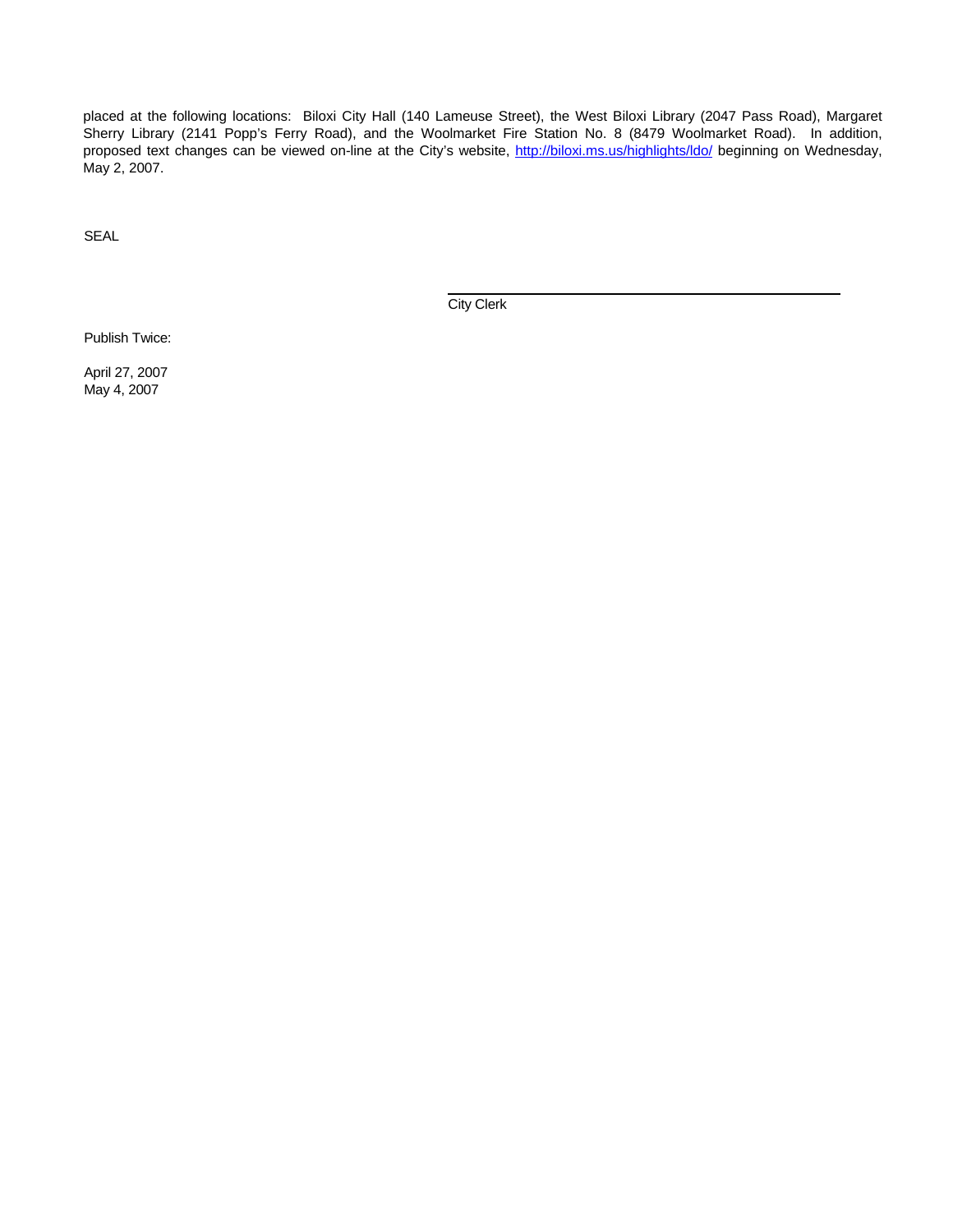placed at the following locations: Biloxi City Hall (140 Lameuse Street), the West Biloxi Library (2047 Pass Road), Margaret Sherry Library (2141 Popp's Ferry Road), and the Woolmarket Fire Station No. 8 (8479 Woolmarket Road). In addition, proposed text changes can be viewed on-line at the City's website, [http://biloxi.ms.us/highlights/ldo/](http://biloxi.ms.us/highlights/ldo/) beginning on Wednesday, May 2, 2007.

SEAL

City Clerk

Publish Twice:

April 27, 2007
May 4, 2007